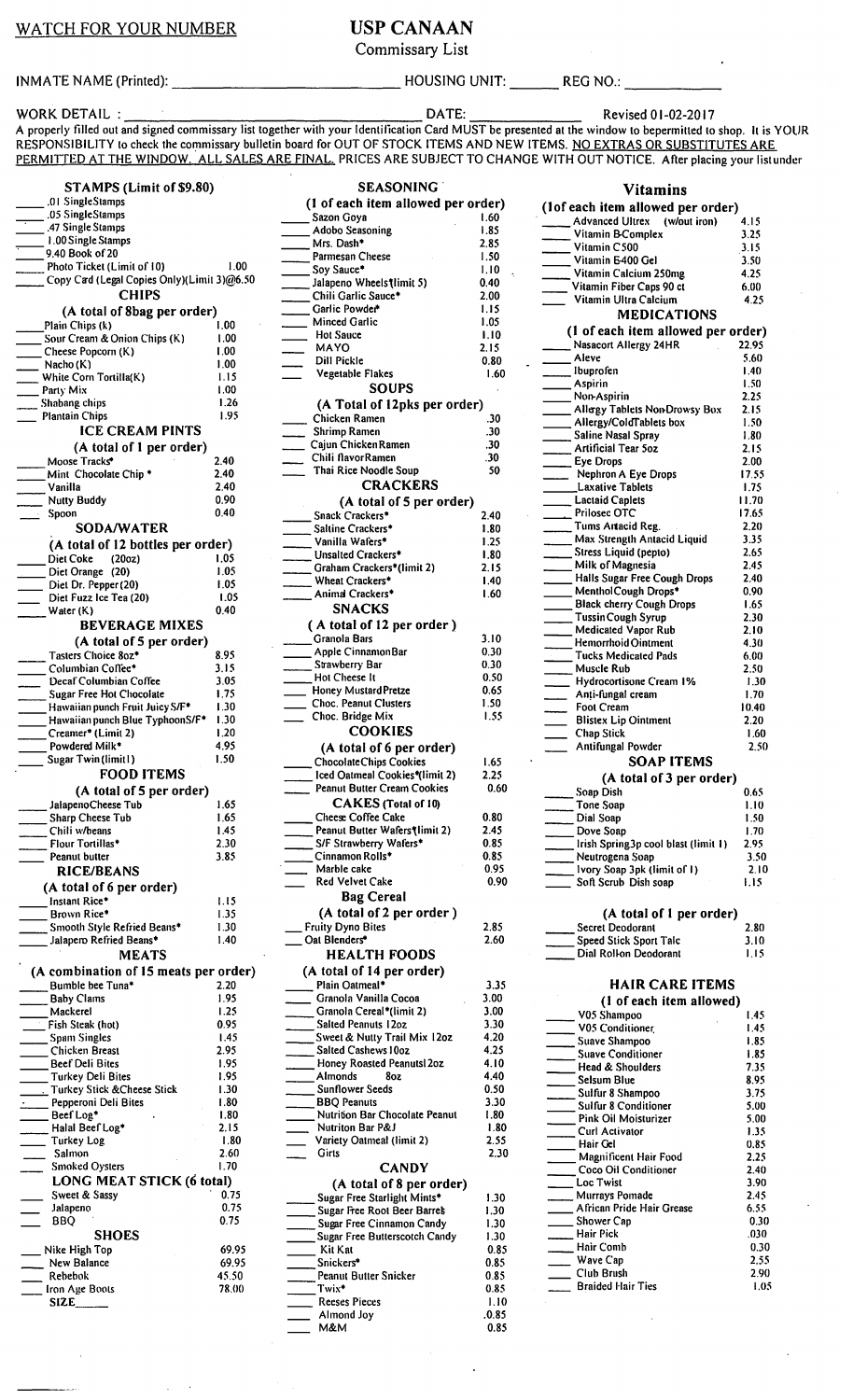WATCH FOR YOUR NUMBER

# USP CANAAN

## Commissary List

INMATE NAME (Printed): ______________________ HOUSING UNIT: ______ REG NO.: ____________

WORK DETAIL : ______________________ DATE: ____________ Revised 01-02-2017

A properly filled out and signed commissary list together with your Identification Card MUST be presented at the window to bepermitted to shop. It is YOUR RESPONSIBILITY to check the commissary bulletin board for OUT OF STOCK ITEMS AND NEW ITEMS. NO EXTRAS OR SUBSTITUTES ARE PERMITTED AT THE WINDOW. ALL SALES ARE FINAL. PRICES ARE SUBJECT TO CHANGE WITH OUT NOTICE. After placing your listunder

### STAMPS (Limit of $9.80)

| Item | Price |
|---|---|
| .01 SingleStamps | |
| .05 SingleStamps | |
| .47 Single Stamps | |
| 1.00 Single Stamps | |
| 9.40 Book of 20 | |
| Photo Ticket (Limit of 10) | 1.00 |
| Copy Card (Legal Copies Only)(Limit 3)@6.50 | |

### CHIPS
(A total of 8bag per order)

| Item | Price |
|---|---|
| Plain Chips (k) | 1.00 |
| Sour Cream & Onion Chips (K) | 1.00 |
| Cheese Popcorn (K) | 1.00 |
| Nacho (K) | 1.00 |
| White Corn Tortilla(K) | 1.15 |
| Party Mix | 1.00 |
| Shabang chips | 1.26 |
| Plantain Chips | 1.95 |

### ICE CREAM PINTS
(A total of 1 per order)

| Item | Price |
|---|---|
| Moose Tracks* | 2.40 |
| Mint Chocolate Chip * | 2.40 |
| Vanilla | 2.40 |
| Nutty Buddy | 0.90 |
| Spoon | 0.40 |

### SODA/WATER
(A total of 12 bottles per order)

| Item | Price |
|---|---|
| Diet Coke (20oz) | 1.05 |
| Diet Orange (20) | 1.05 |
| Diet Dr. Pepper(20) | 1.05 |
| Diet Fuzz Ice Tea (20) | 1.05 |
| Water (K) | 0.40 |

### BEVERAGE MIXES
(A total of 5 per order)

| Item | Price |
|---|---|
| Tasters Choice 8oz* | 8.95 |
| Columbian Coffee* | 3.15 |
| Decaf Columbian Coffee | 3.05 |
| Sugar Free Hot Chocolate | 1.75 |
| Hawaiian punch Fruit Juicy S/F* | 1.30 |
| Hawaiian punch Blue TyphoonS/F* | 1.30 |
| Creamer* (Limit 2) | 1.20 |
| Powdered Milk* | 4.95 |
| Sugar Twin (limit1) | 1.50 |

### FOOD ITEMS
(A total of 5 per order)

| Item | Price |
|---|---|
| JalapenoCheese Tub | 1.65 |
| Sharp Cheese Tub | 1.65 |
| Chili w/beans | 1.45 |
| Flour Tortillas* | 2.30 |
| Peanut butter | 3.85 |

### RICE/BEANS
(A total of 6 per order)

| Item | Price |
|---|---|
| Instant Rice* | 1.15 |
| Brown Rice* | 1.35 |
| Smooth Style Refried Beans* | 1.30 |
| Jalapero Refried Beans* | 1.40 |

### MEATS
(A combination of 15 meats per order)

| Item | Price |
|---|---|
| Bumble bee Tuna* | 2.20 |
| Baby Clams | 1.95 |
| Mackerel | 1.25 |
| Fish Steak (hot) | 0.95 |
| Spam Singles | 1.45 |
| Chicken Breast | 2.95 |
| Beef Deli Bites | 1.95 |
| Turkey Deli Bites | 1.95 |
| Turkey Stick &Cheese Stick | 1.30 |
| Pepperoni Deli Bites | 1.80 |
| Beef Log* | 1.80 |
| Halal Beef Log* | 2.15 |
| Turkey Log | 1.80 |
| Salmon | 2.60 |
| Smoked Oysters | 1.70 |

### LONG MEAT STICK (6 total)

| Item | Price |
|---|---|
| Sweet & Sassy | 0.75 |
| Jalapeno | 0.75 |
| BBQ | 0.75 |

### SHOES

| Item | Price |
|---|---|
| Nike High Top | 69.95 |
| New Balance | 69.95 |
| Rebebok | 45.50 |
| Iron Age Boots | 78.00 |

SIZE_____

### SEASONING
(1 of each item allowed per order)

| Item | Price |
|---|---|
| Sazon Goya | 1.60 |
| Adobo Seasoning | 1.85 |
| Mrs. Dash* | 2.85 |
| Parmesan Cheese | 1.50 |
| Soy Sauce* | 1.10 |
| Jalapeno Wheels(limit 5) | 0.40 |
| Chili Garlic Sauce* | 2.00 |
| Garlic Powder* | 1.15 |
| Minced Garlic | 1.05 |
| Hot Sauce | 1.10 |
| MAYO | 2.15 |
| Dill Pickle | 0.80 |
| Vegetable Flakes | 1.60 |

### SOUPS
(A Total of 12pks per order)

| Item | Price |
|---|---|
| Chicken Ramen | .30 |
| Shrimp Ramen | .30 |
| Cajun ChickenRamen | .30 |
| Chili flavorRamen | .30 |
| Thai Rice Noodle Soup | 50 |

### CRACKERS
(A total of 5 per order)

| Item | Price |
|---|---|
| Snack Crackers* | 2.40 |
| Saltine Crackers* | 1.80 |
| Vanilla Wafers* | 1.25 |
| Unsalted Crackers* | 1.80 |
| Graham Crackers*(limit 2) | 2.15 |
| Wheat Crackers* | 1.40 |
| Animal Crackers* | 1.60 |

### SNACKS
(A total of 12 per order)

| Item | Price |
|---|---|
| Granola Bars | 3.10 |
| Apple CinnamonBar | 0.30 |
| Strawberry Bar | 0.30 |
| Hot Cheese It | 0.50 |
| Honey MustardPretze | 0.65 |
| Choc. Peanut Clusters | 1.50 |
| Choc. Bridge Mix | 1.55 |

### COOKIES
(A total of 6 per order)

| Item | Price |
|---|---|
| ChocolateChips Cookies | 1.65 |
| Iced Oatmeal Cookies*(limit 2) | 2.25 |
| Peanut Butter Cream Cookies | 0.60 |

### CAKES (Total of 10)

| Item | Price |
|---|---|
| Cheese Coffee Cake | 0.80 |
| Peanut Butter Wafers(limit 2) | 2.45 |
| S/F Strawberry Wafers* | 0.85 |
| Cinnamon Rolls* | 0.85 |
| Marble cake | 0.95 |
| Red Velvet Cake | 0.90 |

### Bag Cereal
(A total of 2 per order)

| Item | Price |
|---|---|
| Fruity Dyno Bites | 2.85 |
| Oat Blenders* | 2.60 |

### HEALTH FOODS
(A total of 14 per order)

| Item | Price |
|---|---|
| Plain Oatmeal* | 3.35 |
| Granola Vanilla Cocoa | 3.00 |
| Granola Cereal*(limit 2) | 3.00 |
| Salted Peanuts 12oz | 3.30 |
| Sweet & Nutty Trail Mix 12oz | 4.20 |
| Salted Cashews 10oz | 4.25 |
| Honey Roasted Peanuts12oz | 4.10 |
| Almonds 8oz | 4.40 |
| Sunflower Seeds | 0.50 |
| BBQ Peanuts | 3.30 |
| Nutrition Bar Chocolate Peanut | 1.80 |
| Nutriton Bar P&J | 1.80 |
| Variety Oatmeal (limit 2) | 2.55 |
| Grits | 2.30 |

### CANDY
(A total of 8 per order)

| Item | Price |
|---|---|
| Sugar Free Starlight Mints* | 1.30 |
| Sugar Free Root Beer Barrel | 1.30 |
| Sugar Free Cinnamon Candy | 1.30 |
| Sugar Free Butterscotch Candy | 1.30 |
| Kit Kat | 0.85 |
| Snickers* | 0.85 |
| Peanut Butter Snicker | 0.85 |
| Twix* | 0.85 |
| Reeses Pieces | 1.10 |
| Almond Joy | .0.85 |
| M&M | 0.85 |

### Vitamins
(1of each item allowed per order)

| Item | Price |
|---|---|
| Advanced Ultrex (w/out iron) | 4.15 |
| Vitamin B-Complex | 3.25 |
| Vitamin C500 | 3.15 |
| Vitamin E400 Gel | 3.50 |
| Vitamin Calcium 250mg | 4.25 |
| Vitamin Fiber Caps 90 ct | 6.00 |
| Vitamin Ultra Calcium | 4.25 |

### MEDICATIONS
(1 of each item allowed per order)

| Item | Price |
|---|---|
| Nasacort Allergy 24HR | 22.95 |
| Aleve | 5.60 |
| Ibuprofen | 1.40 |
| Aspirin | 1.50 |
| Non-Aspirin | 2.25 |
| Allergy Tablets Non-Drowsy Box | 2.15 |
| Allergy/ColdTablets box | 1.50 |
| Saline Nasal Spray | 1.80 |
| Artificial Tear 5oz | 2.15 |
| Eye Drops | 2.00 |
| Nephron A Eye Drops | 17.55 |
| Laxative Tablets | 1.75 |
| Lactaid Caplets | 11.70 |
| Prilosec OTC | 17.65 |
| Tums Antacid Reg. | 2.20 |
| Max Strength Antacid Liquid | 3.35 |
| Stress Liquid (pepto) | 2.65 |
| Milk of Magnesia | 2.45 |
| Halls Sugar Free Cough Drops | 2.40 |
| MentholCough Drops* | 0.90 |
| Black cherry Cough Drops | 1.65 |
| Tussin Cough Syrup | 2.30 |
| Medicated Vapor Rub | 2.10 |
| Hemorrhoid Ointment | 4.30 |
| Tucks Medicated Pads | 6.00 |
| Muscle Rub | 2.50 |
| Hydrocortisone Cream 1% | 1.30 |
| Anti-fungal cream | 1.70 |
| Foot Cream | 10.40 |
| Blistex Lip Ointment | 2.20 |
| Chap Stick | 1.60 |
| Antifungal Powder | 2.50 |

### SOAP ITEMS
(A total of 3 per order)

| Item | Price |
|---|---|
| Soap Dish | 0.65 |
| Tone Soap | 1.10 |
| Dial Soap | 1.50 |
| Dove Soap | 1.70 |
| Irish Spring3p cool blast (limit 1) | 2.95 |
| Neutrogena Soap | 3.50 |
| Ivory Soap 3pk (limit of 1) | 2.10 |
| Soft Scrub Dish soap | 1.15 |

(A total of 1 per order)

| Item | Price |
|---|---|
| Secret Deodorant | 2.80 |
| Speed Stick Sport Talc | 3.10 |
| Dial Rollon Deodorant | 1.15 |

### HAIR CARE ITEMS
(1 of each item allowed)

| Item | Price |
|---|---|
| V05 Shampoo | 1.45 |
| V05 Conditioner | 1.45 |
| Suave Shampoo | 1.85 |
| Suave Conditioner | 1.85 |
| Head & Shoulders | 7.35 |
| Selsum Blue | 8.95 |
| Sulfur 8 Shampoo | 3.75 |
| Sulfur 8 Conditioner | 5.00 |
| Pink Oil Moisturizer | 5.00 |
| Curl Activator | 1.35 |
| Hair Gel | 0.85 |
| Magnificent Hair Food | 2.25 |
| Coco Oil Conditioner | 2.40 |
| Loc Twist | 3.90 |
| Murrays Pomade | 2.45 |
| African Pride Hair Grease | 6.55 |
| Shower Cap | 0.30 |
| Hair Pick | .030 |
| Hair Comb | 0.30 |
| Wave Cap | 2.55 |
| Club Brush | 2.90 |
| Braided Hair Ties | 1.05 |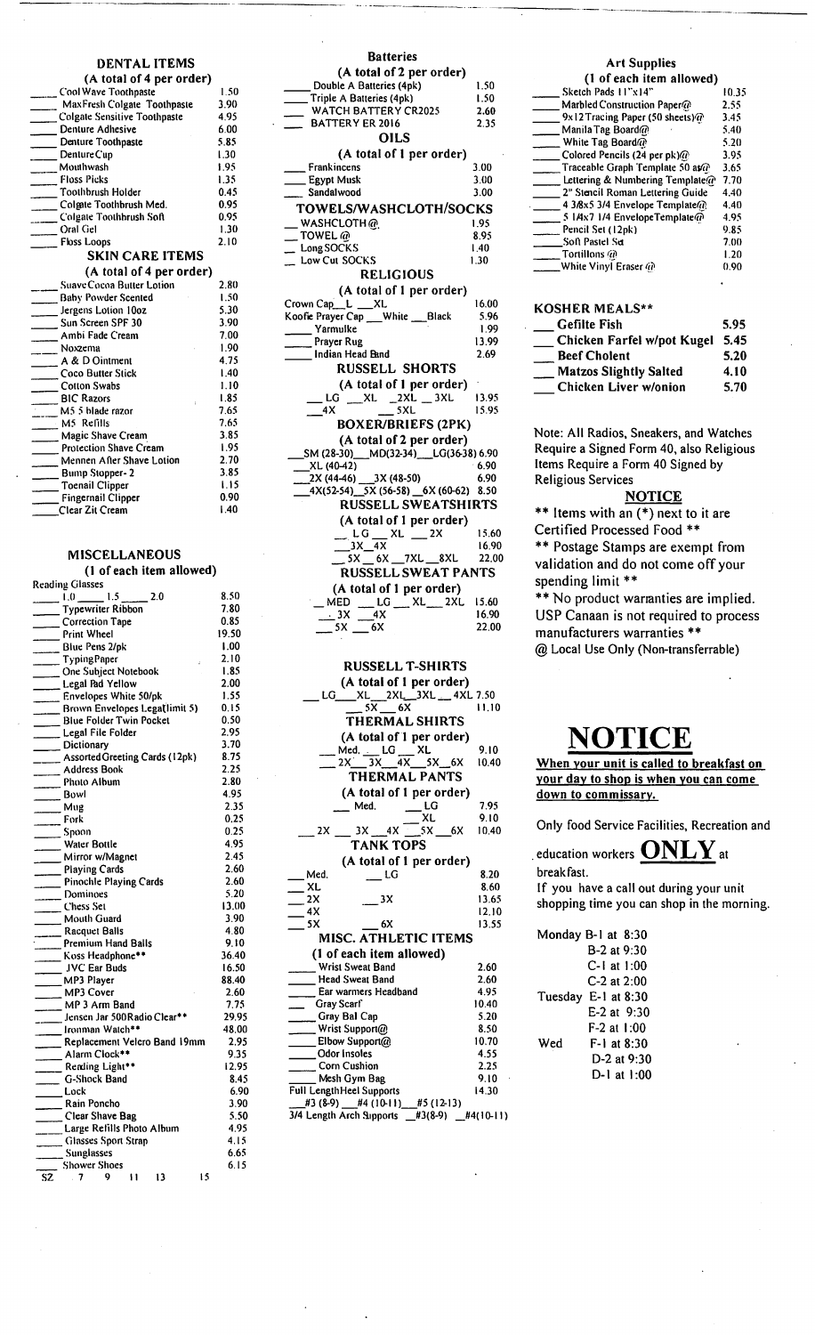## DENTAL ITEMS

### (A total of 4 per order)

| | |
|---|---|
| ____ Cool Wave Toothpaste | 1.50 |
| ____ MaxFresh Colgate Toothpaste | 3.90 |
| ____ Colgate Sensitive Toothpaste | 4.95 |
| ____ Denture Adhesive | 6.00 |
| ____ Denture Toothpaste | 5.85 |
| ____ Denture Cup | 1.30 |
| ____ Mouthwash | 1.95 |
| ____ Floss Picks | 1.35 |
| ____ Toothbrush Holder | 0.45 |
| ____ Colgate Toothbrush Med. | 0.95 |
| ____ Colgate Toothbrush Soft | 0.95 |
| ____ Oral Gel | 1.30 |
| ____ Floss Loops | 2.10 |

## SKIN CARE ITEMS

### (A total of 4 per order)

| | |
|---|---|
| ____ Suave Cocoa Butter Lotion | 2.80 |
| ____ Baby Powder Scented | 1.50 |
| ____ Jergens Lotion 10oz | 5.30 |
| ____ Sun Screen SPF 30 | 3.90 |
| ____ Ambi Fade Cream | 7.00 |
| ____ Noxzema | 1.90 |
| ____ A & D Ointment | 4.75 |
| ____ Coco Butter Stick | 1.40 |
| ____ Cotton Swabs | 1.10 |
| ____ BIC Razors | 1.85 |
| ____ M5 5 blade razor | 7.65 |
| ____ M5 Refills | 7.65 |
| ____ Magic Shave Cream | 3.85 |
| ____ Protection Shave Cream | 1.95 |
| ____ Mennen After Shave Lotion | 2.70 |
| ____ Bump Stopper- 2 | 3.85 |
| ____ Toenail Clipper | 1.15 |
| ____ Fingernail Clipper | 0.90 |
| ____ Clear Zit Cream | 1.40 |

## MISCELLANEOUS

### (1 of each item allowed)

| | |
|---|---|
| Reading Glasses ____ 1.0 ____ 1.5 ____ 2.0 | 8.50 |
| ____ Typewriter Ribbon | 7.80 |
| ____ Correction Tape | 0.85 |
| ____ Print Wheel | 19.50 |
| ____ Blue Pens 2/pk | 1.00 |
| ____ Typing Paper | 2.10 |
| ____ One Subject Notebook | 1.85 |
| ____ Legal Pad Yellow | 2.00 |
| ____ Envelopes White 50/pk | 1.55 |
| ____ Brown Envelopes Legal(limit 5) | 0.15 |
| ____ Blue Folder Twin Pocket | 0.50 |
| ____ Legal File Folder | 2.95 |
| ____ Dictionary | 3.70 |
| ____ Assorted Greeting Cards (12pk) | 8.75 |
| ____ Address Book | 2.25 |
| ____ Photo Album | 2.80 |
| ____ Bowl | 4.95 |
| ____ Mug | 2.35 |
| ____ Fork | 0.25 |
| ____ Spoon | 0.25 |
| ____ Water Bottle | 4.95 |
| ____ Mirror w/Magnet | 2.45 |
| ____ Playing Cards | 2.60 |
| ____ Pinochle Playing Cards | 2.60 |
| ____ Dominoes | 5.20 |
| ____ Chess Set | 13.00 |
| ____ Mouth Guard | 3.90 |
| ____ Racquet Balls | 4.80 |
| ____ Premium Hand Balls | 9.10 |
| ____ Koss Headphone** | 36.40 |
| ____ JVC Ear Buds | 16.50 |
| ____ MP3 Player | 88.40 |
| ____ MP3 Cover | 2.60 |
| ____ MP 3 Arm Band | 7.75 |
| ____ Jensen Jar 500Radio Clear** | 29.95 |
| ____ Ironman Watch** | 48.00 |
| ____ Replacement Velcro Band 19mm | 2.95 |
| ____ Alarm Clock** | 9.35 |
| ____ Reading Light** | 12.95 |
| ____ G-Shock Band | 8.45 |
| ____ Lock | 6.90 |
| ____ Rain Poncho | 3.90 |
| ____ Clear Shave Bag | 5.50 |
| ____ Large Refills Photo Album | 4.95 |
| ____ Glasses Sport Strap | 4.15 |
| ____ Sunglasses | 6.65 |
| ____ Shower Shoes | 6.15 |
| SZ 7 9 11 13 15 | |

## Batteries

### (A total of 2 per order)

| | |
|---|---|
| ____ Double A Batteries (4pk) | 1.50 |
| ____ Triple A Batteries (4pk) | 1.50 |
| ____ WATCH BATTERY CR2025 | 2.60 |
| ____ BATTERY ER 2016 | 2.35 |

## OILS

### (A total of 1 per order)

| | |
|---|---|
| ____ Frankincens | 3.00 |
| ____ Egypt Musk | 3.00 |
| ____ Sandalwood | 3.00 |

## TOWELS/WASHCLOTH/SOCKS

| | |
|---|---|
| __ WASHCLOTH @ | 1.95 |
| __ TOWEL @ | 8.95 |
| __ Long SOCKS | 1.40 |
| __ Low Cut SOCKS | 1.30 |

## RELIGIOUS

### (A total of 1 per order)

| | |
|---|---|
| Crown Cap__L __XL | 16.00 |
| Koofie Prayer Cap __White __Black | 5.96 |
| ____ Yarmulke | 1.99 |
| ____ Prayer Rug | 13.99 |
| ____ Indian Head Band | 2.69 |

## RUSSELL SHORTS

### (A total of 1 per order)

| | |
|---|---|
| __ LG __ XL __2XL __ 3XL | 13.95 |
| __4X ____ 5XL | 15.95 |

## BOXER/BRIEFS (2PK)

### (A total of 2 per order)

| | |
|---|---|
| __SM (28-30)__MD(32-34)__LG(36-38) | 6.90 |
| __XL (40-42) | 6.90 |
| __2X (44-46) __3X (48-50) | 6.90 |
| __4X(52-54)__5X (56-58) __6X (60-62) | 8.50 |

## RUSSELL SWEATSHIRTS

### (A total of 1 per order)

| | |
|---|---|
| __ LG __ XL __ 2X | 15.60 |
| __3X__4X | 16.90 |
| __5X __ 6X __7XL __8XL | 22.00 |

## RUSSELL SWEAT PANTS

### (A total of 1 per order)

| | |
|---|---|
| __ MED __ LG __ XL __ 2XL | 15.60 |
| __ 3X __ 4X | 16.90 |
| __ 5X __ 6X | 22.00 |

## RUSSELL T-SHIRTS

### (A total of 1 per order)

| | |
|---|---|
| __LG___XL__2XL__3XL__ 4XL | 7.50 |
| __5X __ 6X | 11.10 |

## THERMAL SHIRTS

### (A total of 1 per order)

| | |
|---|---|
| __ Med. __ LG __ XL | 9.10 |
| __ 2X__ 3X__4X__5X__6X | 10.40 |

## THERMAL PANTS

### (A total of 1 per order)

| | |
|---|---|
| __ Med. __ LG | 7.95 |
| __ XL | 9.10 |
| __ 2X __ 3X __4X __5X __6X | 10.40 |

## TANK TOPS

### (A total of 1 per order)

| | |
|---|---|
| __ Med. __ LG | 8.20 |
| __ XL | 8.60 |
| __ 2X __ 3X | 13.65 |
| __ 4X | 12.10 |
| __ 5X __ 6X | 13.55 |

## MISC. ATHLETIC ITEMS

### (1 of each item allowed)

| | |
|---|---|
| ____ Wrist Sweat Band | 2.60 |
| ____ Head Sweat Band | 2.60 |
| ____ Ear warmers Headband | 4.95 |
| ____ Gray Scarf | 10.40 |
| ____ Gray Bal Cap | 5.20 |
| ____ Wrist Support@ | 8.50 |
| ____ Elbow Support@ | 10.70 |
| ____ Odor Insoles | 4.55 |
| ____ Corn Cushion | 2.25 |
| ____ Mesh Gym Bag | 9.10 |
| Full Length Heel Supports | 14.30 |
| __#3 (8-9) __#4 (10-11)__#5 (12-13) | |
| 3/4 Length Arch Supports __#3(8-9) __#4(10-11) | |

## Art Supplies

### (1 of each item allowed)

| | |
|---|---|
| ____ Sketch Pads 11"x14" | 10.35 |
| ____ Marbled Construction Paper@ | 2.55 |
| ____ 9x12 Tracing Paper (50 sheets)@ | 3.45 |
| ____ Manila Tag Board@ | 5.40 |
| ____ White Tag Board@ | 5.20 |
| ____ Colored Pencils (24 per pk)@ | 3.95 |
| ____ Traceable Graph Template 50 as@ | 3.65 |
| ____ Lettering & Numbering Template@ | 7.70 |
| ____ 2" Stencil Roman Lettering Guide | 4.40 |
| ____ 4 3/8x5 3/4 Envelope Template@ | 4.40 |
| ____ 5 1/4x7 1/4 Envelope Template@ | 4.95 |
| ____ Pencil Set (12pk) | 9.85 |
| ____ Soft Pastel Set | 7.00 |
| ____ Tortillons @ | 1.20 |
| ____ White Vinyl Eraser @ | 0.90 |

## KOSHER MEALS**

| | |
|---|---|
| __ **Gefilte Fish** | **5.95** |
| __ **Chicken Farfel w/pot Kugel** | **5.45** |
| __ **Beef Cholent** | **5.20** |
| __ **Matzos Slightly Salted** | **4.10** |
| __ **Chicken Liver w/onion** | **5.70** |

Note: All Radios, Sneakers, and Watches Require a Signed Form 40, also Religious Items Require a Form 40 Signed by Religious Services

**NOTICE**

** Items with an (*) next to it are Certified Processed Food **

** Postage Stamps are exempt from validation and do not come off your spending limit **

** No product warranties are implied. USP Canaan is not required to process manufacturers warranties **

@ Local Use Only (Non-transferrable)

# NOTICE

**When your unit is called to breakfast on your day to shop is when you can come down to commissary.**

Only food Service Facilities, Recreation and education workers **ONLY** at breakfast.

If you have a call out during your unit shopping time you can shop in the morning.

| | | |
|---|---|---|
| Monday | B-1 at 8:30 | |
| | B-2 at 9:30 | |
| | C-1 at 1:00 | |
| | C-2 at 2:00 | |
| Tuesday | E-1 at 8:30 | |
| | E-2 at 9:30 | |
| | F-2 at 1:00 | |
| Wed | F-1 at 8:30 | |
| | D-2 at 9:30 | |
| | D-1 at 1:00 | |